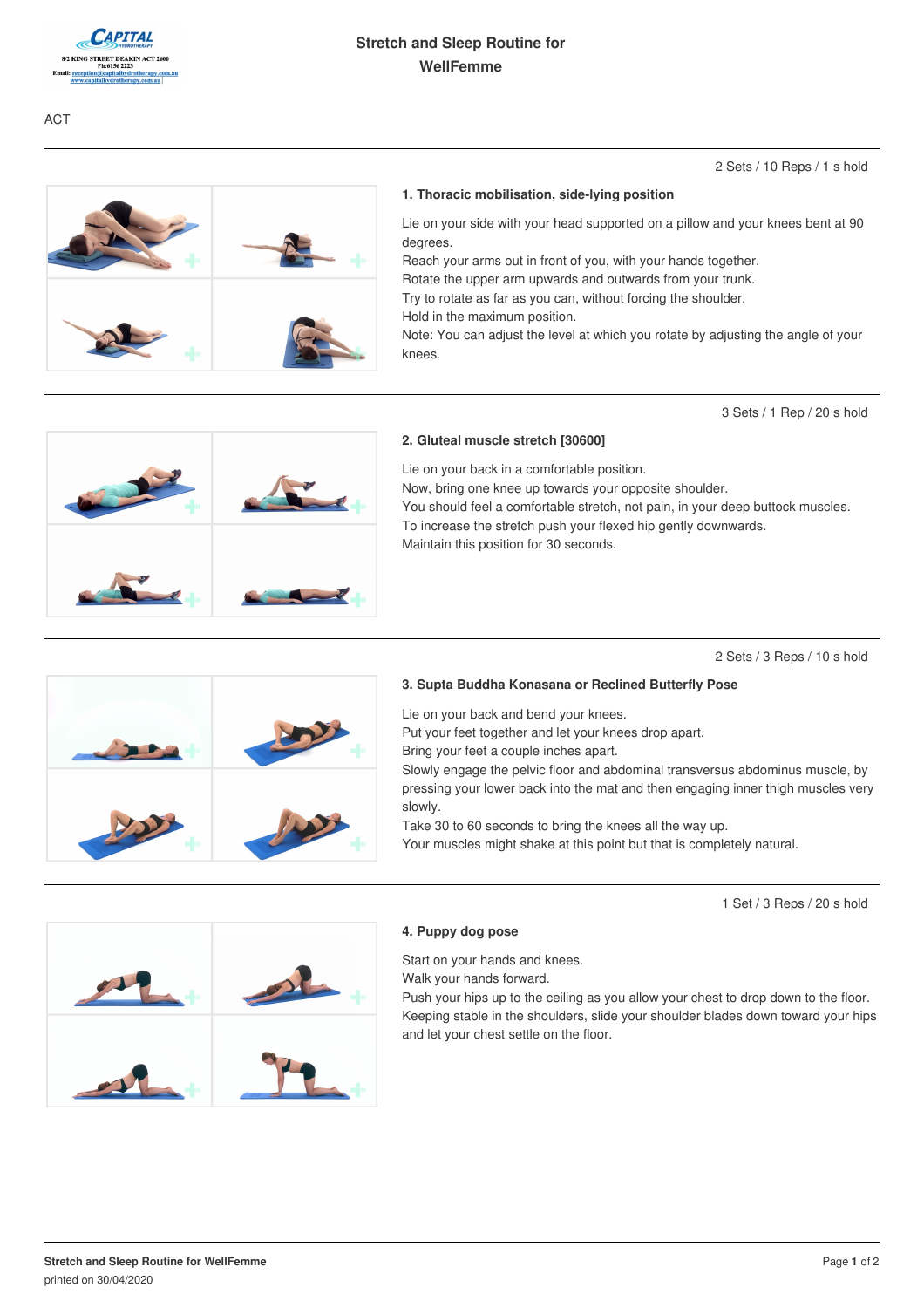CAPITAL HYDROTHERAPY
8/2 KING STREET DEAKIN ACT 2600
Ph:6156 2223
Email: reception@capitalhydrotherapy.com.au
www.capitalhydrotherapy.com.au

# Stretch and Sleep Routine for WellFemme

ACT

---

2 Sets / 10 Reps / 1 s hold

### 1. Thoracic mobilisation, side-lying position

Lie on your side with your head supported on a pillow and your knees bent at 90 degrees.
Reach your arms out in front of you, with your hands together.
Rotate the upper arm upwards and outwards from your trunk.
Try to rotate as far as you can, without forcing the shoulder.
Hold in the maximum position.
Note: You can adjust the level at which you rotate by adjusting the angle of your knees.

---

3 Sets / 1 Rep / 20 s hold

### 2. Gluteal muscle stretch [30600]

Lie on your back in a comfortable position.
Now, bring one knee up towards your opposite shoulder.
You should feel a comfortable stretch, not pain, in your deep buttock muscles.
To increase the stretch push your flexed hip gently downwards.
Maintain this position for 30 seconds.

---

2 Sets / 3 Reps / 10 s hold

### 3. Supta Buddha Konasana or Reclined Butterfly Pose

Lie on your back and bend your knees.
Put your feet together and let your knees drop apart.
Bring your feet a couple inches apart.
Slowly engage the pelvic floor and abdominal transversus abdominus muscle, by pressing your lower back into the mat and then engaging inner thigh muscles very slowly.
Take 30 to 60 seconds to bring the knees all the way up.
Your muscles might shake at this point but that is completely natural.

---

1 Set / 3 Reps / 20 s hold

### 4. Puppy dog pose

Start on your hands and knees.
Walk your hands forward.
Push your hips up to the ceiling as you allow your chest to drop down to the floor.
Keeping stable in the shoulders, slide your shoulder blades down toward your hips and let your chest settle on the floor.

---

Stretch and Sleep Routine for WellFemme
printed on 30/04/2020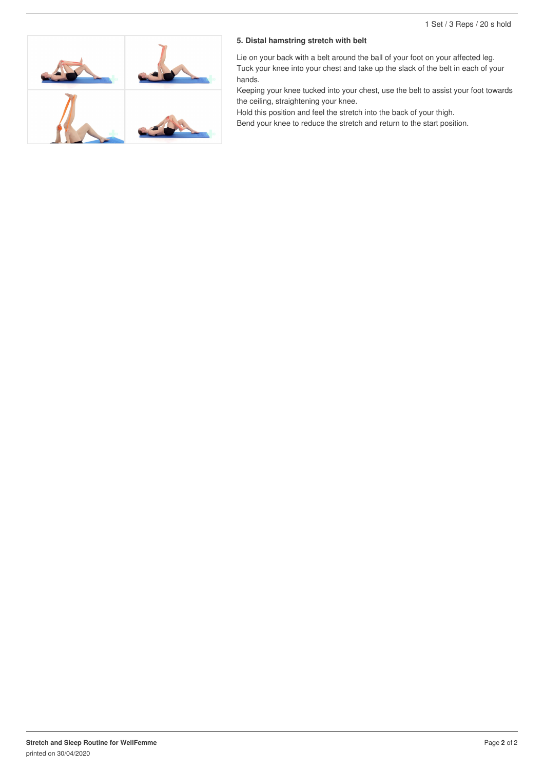1 Set / 3 Reps / 20 s hold

### 5. Distal hamstring stretch with belt

Lie on your back with a belt around the ball of your foot on your affected leg.
Tuck your knee into your chest and take up the slack of the belt in each of your hands.
Keeping your knee tucked into your chest, use the belt to assist your foot towards the ceiling, straightening your knee.
Hold this position and feel the stretch into the back of your thigh.
Bend your knee to reduce the stretch and return to the start position.